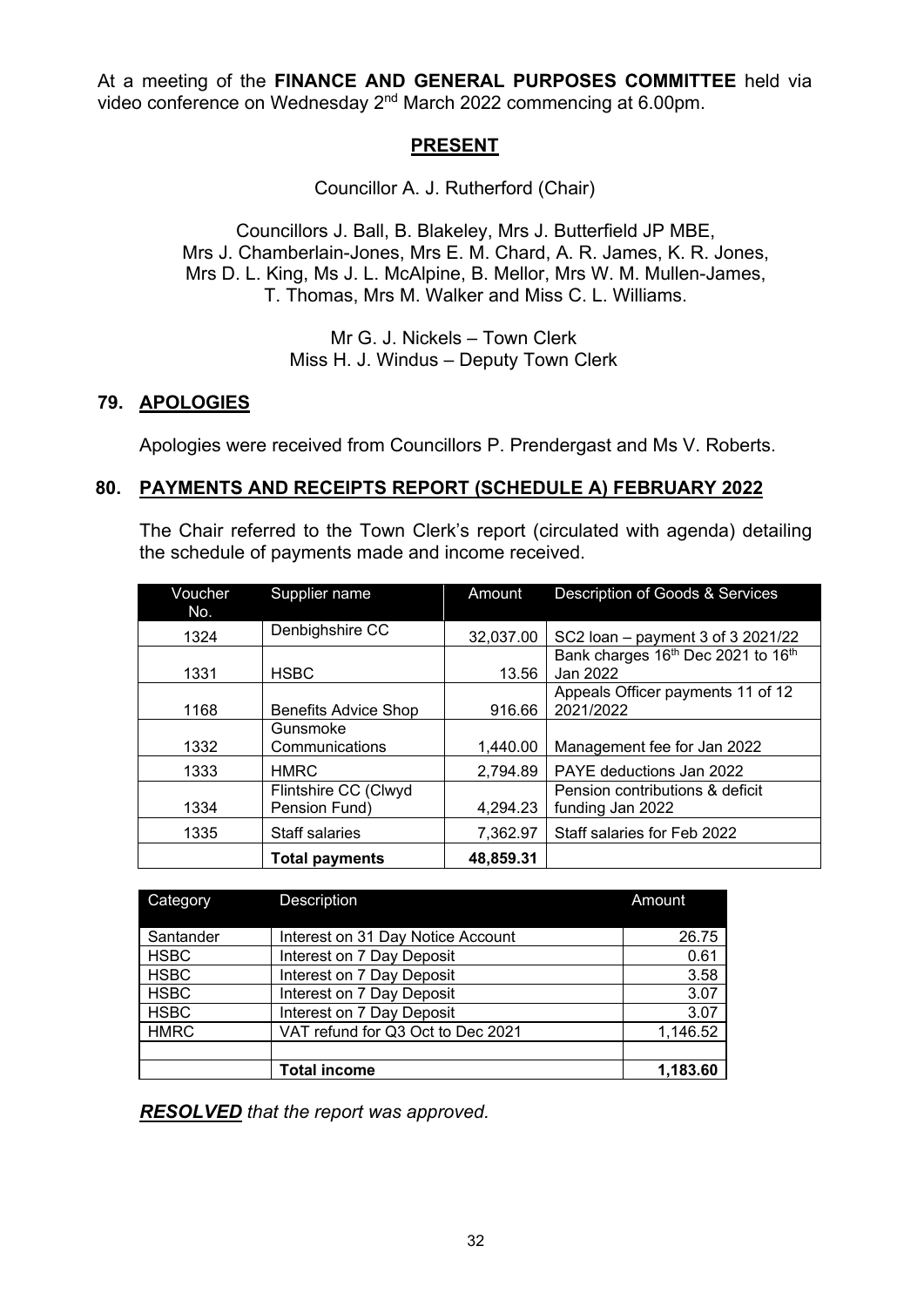At a meeting of the **FINANCE AND GENERAL PURPOSES COMMITTEE** held via video conference on Wednesday 2nd March 2022 commencing at 6.00pm.

## PRESENT

Councillor A. J. Rutherford (Chair)

Councillors J. Ball, B. Blakeley, Mrs J. Butterfield JP MBE, Mrs J. Chamberlain-Jones, Mrs E. M. Chard, A. R. James, K. R. Jones, Mrs D. L. King, Ms J. L. McAlpine, B. Mellor, Mrs W. M. Mullen-James, T. Thomas, Mrs M. Walker and Miss C. L. Williams.

Mr G. J. Nickels – Town Clerk
Miss H. J. Windus – Deputy Town Clerk

## 79. APOLOGIES

Apologies were received from Councillors P. Prendergast and Ms V. Roberts.

## 80. PAYMENTS AND RECEIPTS REPORT (SCHEDULE A) FEBRUARY 2022

The Chair referred to the Town Clerk's report (circulated with agenda) detailing the schedule of payments made and income received.

| Voucher No. | Supplier name | Amount | Description of Goods & Services |
|---|---|---|---|
| 1324 | Denbighshire CC | 32,037.00 | SC2 loan – payment 3 of 3 2021/22 |
| 1331 | HSBC | 13.56 | Bank charges 16th Dec 2021 to 16th Jan 2022 |
| 1168 | Benefits Advice Shop | 916.66 | Appeals Officer payments 11 of 12 2021/2022 |
| 1332 | Gunsmoke Communications | 1,440.00 | Management fee for Jan 2022 |
| 1333 | HMRC | 2,794.89 | PAYE deductions Jan 2022 |
| 1334 | Flintshire CC (Clwyd Pension Fund) | 4,294.23 | Pension contributions & deficit funding Jan 2022 |
| 1335 | Staff salaries | 7,362.97 | Staff salaries for Feb 2022 |
| | **Total payments** | **48,859.31** | |

| Category | Description | Amount |
|---|---|---|
| Santander | Interest on 31 Day Notice Account | 26.75 |
| HSBC | Interest on 7 Day Deposit | 0.61 |
| HSBC | Interest on 7 Day Deposit | 3.58 |
| HSBC | Interest on 7 Day Deposit | 3.07 |
| HSBC | Interest on 7 Day Deposit | 3.07 |
| HMRC | VAT refund for Q3 Oct to Dec 2021 | 1,146.52 |
| | | |
| | **Total income** | **1,183.60** |

***RESOLVED*** *that the report was approved.*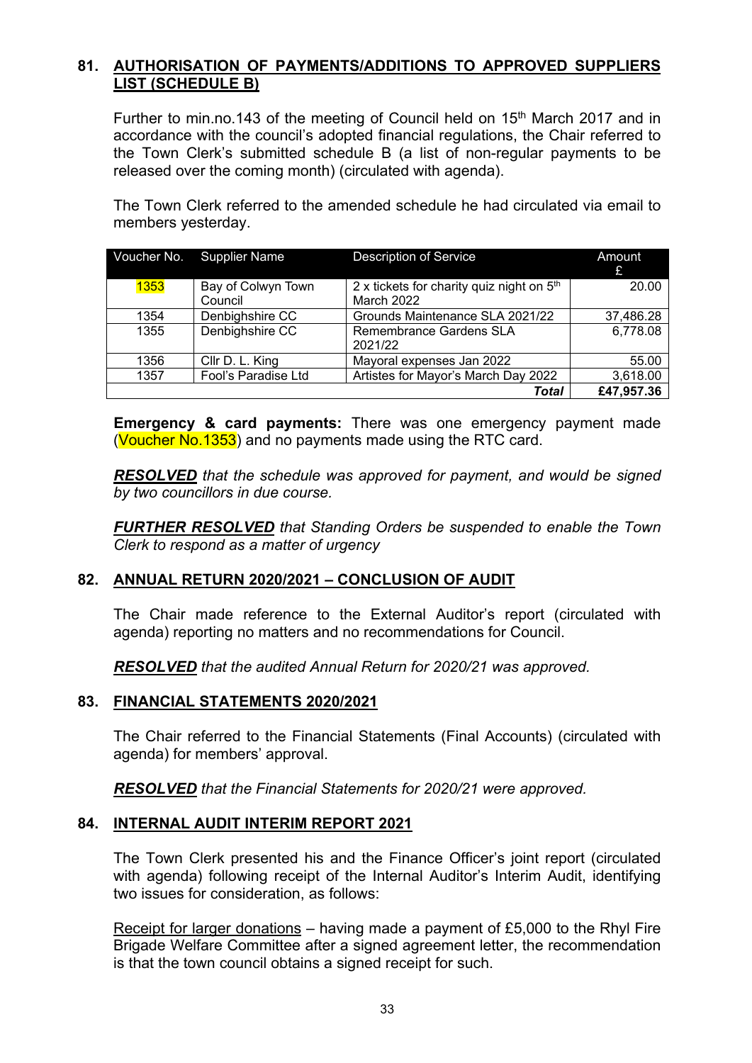## 81. AUTHORISATION OF PAYMENTS/ADDITIONS TO APPROVED SUPPLIERS LIST (SCHEDULE B)

Further to min.no.143 of the meeting of Council held on 15th March 2017 and in accordance with the council's adopted financial regulations, the Chair referred to the Town Clerk's submitted schedule B (a list of non-regular payments to be released over the coming month) (circulated with agenda).

The Town Clerk referred to the amended schedule he had circulated via email to members yesterday.

| Voucher No. | Supplier Name | Description of Service | Amount £ |
|---|---|---|---|
| 1353 | Bay of Colwyn Town Council | 2 x tickets for charity quiz night on 5th March 2022 | 20.00 |
| 1354 | Denbighshire CC | Grounds Maintenance SLA 2021/22 | 37,486.28 |
| 1355 | Denbighshire CC | Remembrance Gardens SLA 2021/22 | 6,778.08 |
| 1356 | Cllr D. L. King | Mayoral expenses Jan 2022 | 55.00 |
| 1357 | Fool's Paradise Ltd | Artistes for Mayor's March Day 2022 | 3,618.00 |
| | | ***Total*** | **£47,957.36** |

**Emergency & card payments:** There was one emergency payment made (Voucher No.1353) and no payments made using the RTC card.

***RESOLVED*** *that the schedule was approved for payment, and would be signed by two councillors in due course.*

***FURTHER RESOLVED*** *that Standing Orders be suspended to enable the Town Clerk to respond as a matter of urgency*

## 82. ANNUAL RETURN 2020/2021 – CONCLUSION OF AUDIT

The Chair made reference to the External Auditor's report (circulated with agenda) reporting no matters and no recommendations for Council.

***RESOLVED*** *that the audited Annual Return for 2020/21 was approved.*

## 83. FINANCIAL STATEMENTS 2020/2021

The Chair referred to the Financial Statements (Final Accounts) (circulated with agenda) for members' approval.

***RESOLVED*** *that the Financial Statements for 2020/21 were approved.*

## 84. INTERNAL AUDIT INTERIM REPORT 2021

The Town Clerk presented his and the Finance Officer's joint report (circulated with agenda) following receipt of the Internal Auditor's Interim Audit, identifying two issues for consideration, as follows:

Receipt for larger donations – having made a payment of £5,000 to the Rhyl Fire Brigade Welfare Committee after a signed agreement letter, the recommendation is that the town council obtains a signed receipt for such.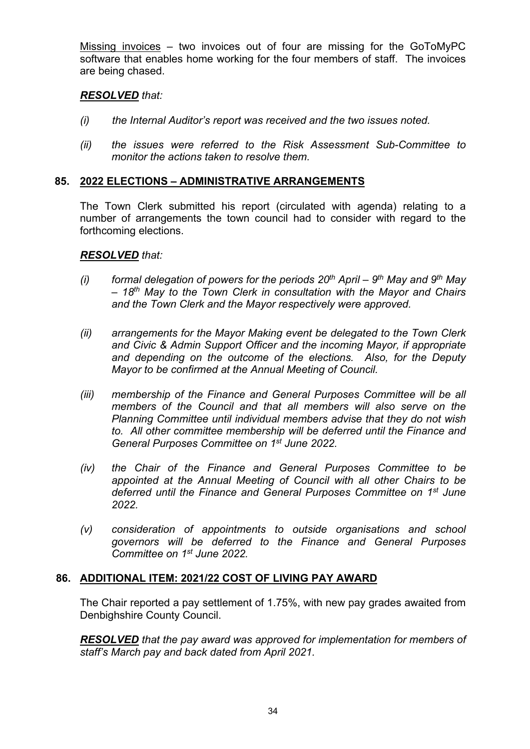Missing invoices – two invoices out of four are missing for the GoToMyPC software that enables home working for the four members of staff. The invoices are being chased.

***RESOLVED*** *that:*

*(i) the Internal Auditor's report was received and the two issues noted.*

*(ii) the issues were referred to the Risk Assessment Sub-Committee to monitor the actions taken to resolve them.*

## 85. 2022 ELECTIONS – ADMINISTRATIVE ARRANGEMENTS

The Town Clerk submitted his report (circulated with agenda) relating to a number of arrangements the town council had to consider with regard to the forthcoming elections.

***RESOLVED*** *that:*

*(i) formal delegation of powers for the periods 20th April – 9th May and 9th May – 18th May to the Town Clerk in consultation with the Mayor and Chairs and the Town Clerk and the Mayor respectively were approved.*

*(ii) arrangements for the Mayor Making event be delegated to the Town Clerk and Civic & Admin Support Officer and the incoming Mayor, if appropriate and depending on the outcome of the elections. Also, for the Deputy Mayor to be confirmed at the Annual Meeting of Council.*

*(iii) membership of the Finance and General Purposes Committee will be all members of the Council and that all members will also serve on the Planning Committee until individual members advise that they do not wish to. All other committee membership will be deferred until the Finance and General Purposes Committee on 1st June 2022.*

*(iv) the Chair of the Finance and General Purposes Committee to be appointed at the Annual Meeting of Council with all other Chairs to be deferred until the Finance and General Purposes Committee on 1st June 2022.*

*(v) consideration of appointments to outside organisations and school governors will be deferred to the Finance and General Purposes Committee on 1st June 2022.*

## 86. ADDITIONAL ITEM: 2021/22 COST OF LIVING PAY AWARD

The Chair reported a pay settlement of 1.75%, with new pay grades awaited from Denbighshire County Council.

***RESOLVED*** *that the pay award was approved for implementation for members of staff's March pay and back dated from April 2021.*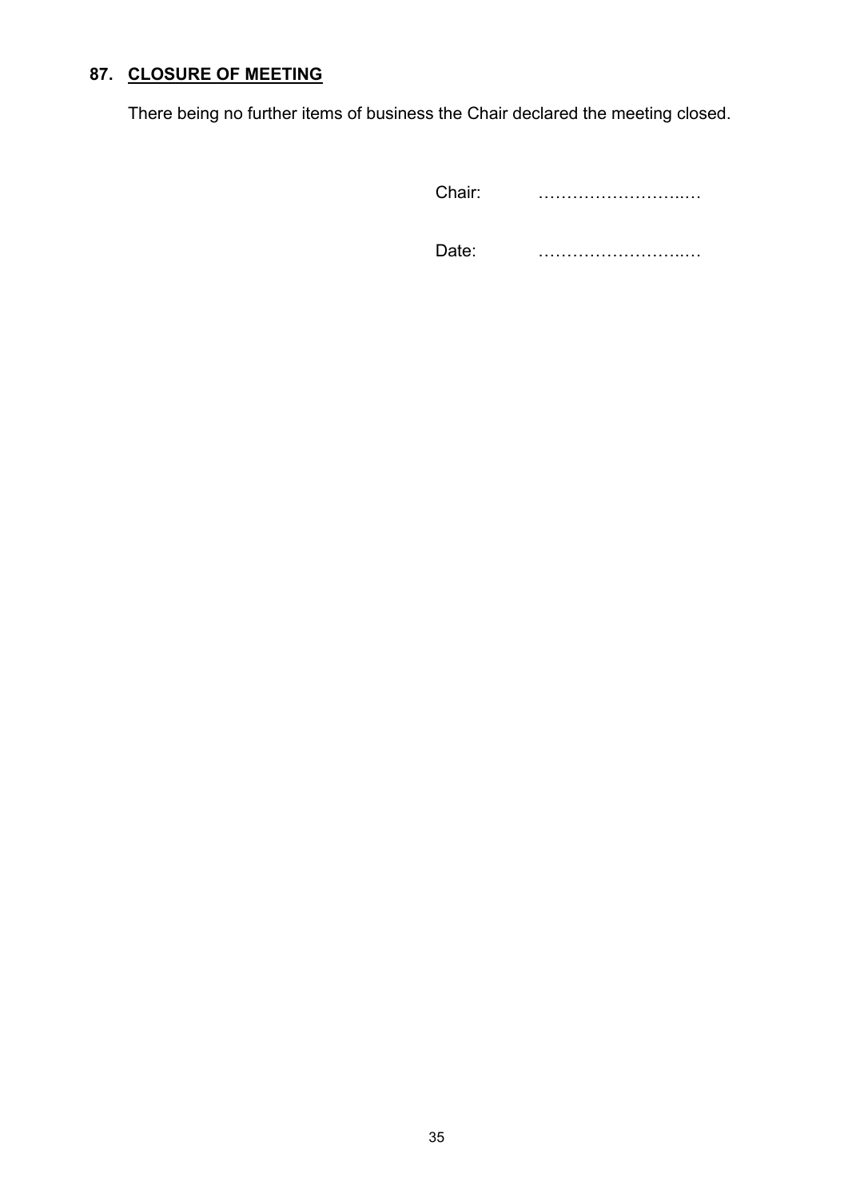## 87. CLOSURE OF MEETING

There being no further items of business the Chair declared the meeting closed.

Chair: ……………………..…

Date: ……………………..…